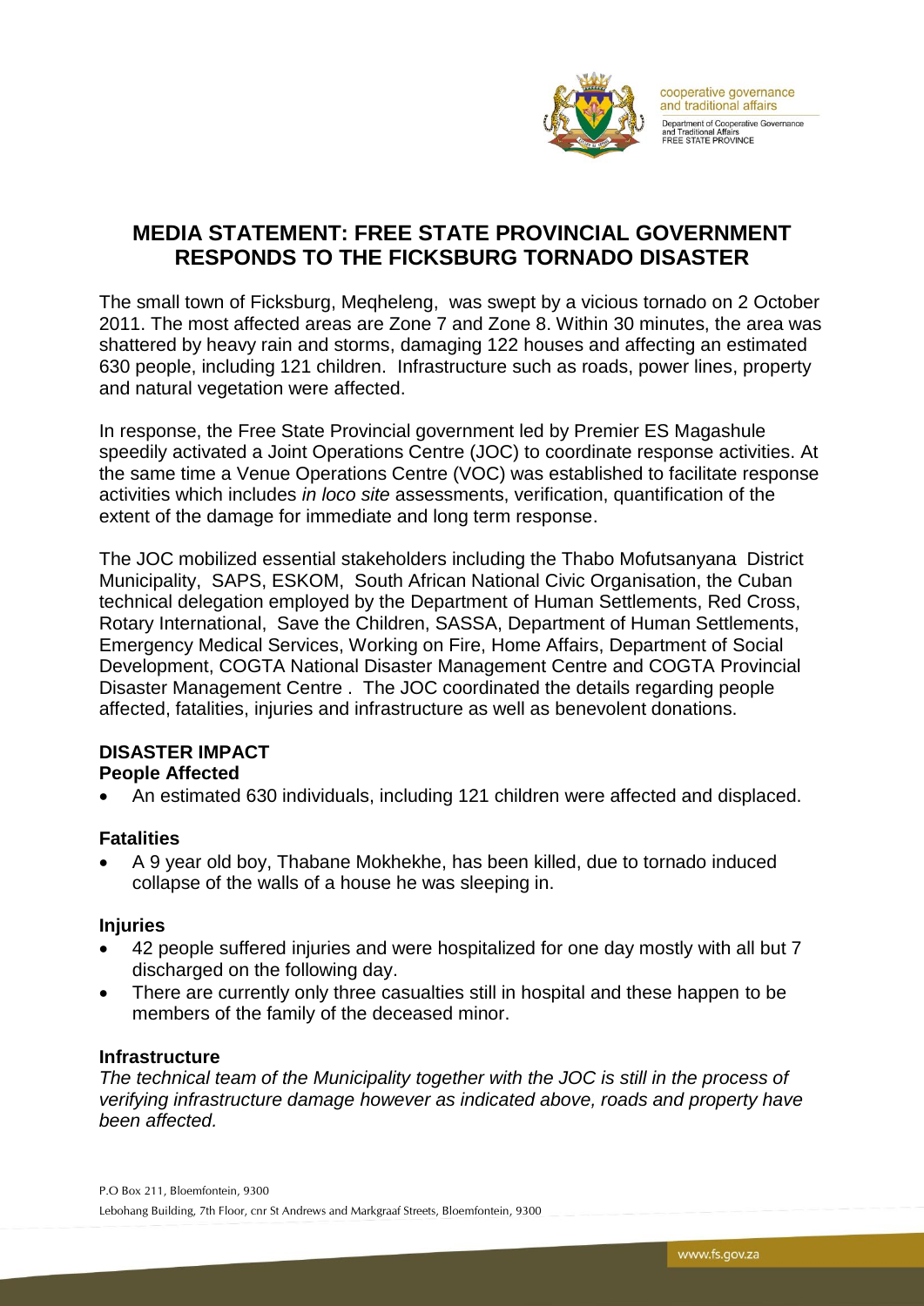cooperative governance and traditional affairs

Department of Cooperative Governance and Traditional Affairs
FREE STATE PROVINCE

# MEDIA STATEMENT: FREE STATE PROVINCIAL GOVERNMENT RESPONDS TO THE FICKSBURG TORNADO DISASTER

The small town of Ficksburg, Meqheleng, was swept by a vicious tornado on 2 October 2011. The most affected areas are Zone 7 and Zone 8. Within 30 minutes, the area was shattered by heavy rain and storms, damaging 122 houses and affecting an estimated 630 people, including 121 children. Infrastructure such as roads, power lines, property and natural vegetation were affected.

In response, the Free State Provincial government led by Premier ES Magashule speedily activated a Joint Operations Centre (JOC) to coordinate response activities. At the same time a Venue Operations Centre (VOC) was established to facilitate response activities which includes *in loco site* assessments, verification, quantification of the extent of the damage for immediate and long term response.

The JOC mobilized essential stakeholders including the Thabo Mofutsanyana District Municipality, SAPS, ESKOM, South African National Civic Organisation, the Cuban technical delegation employed by the Department of Human Settlements, Red Cross, Rotary International, Save the Children, SASSA, Department of Human Settlements, Emergency Medical Services, Working on Fire, Home Affairs, Department of Social Development, COGTA National Disaster Management Centre and COGTA Provincial Disaster Management Centre . The JOC coordinated the details regarding people affected, fatalities, injuries and infrastructure as well as benevolent donations.

## DISASTER IMPACT

### People Affected

- An estimated 630 individuals, including 121 children were affected and displaced.

### Fatalities

- A 9 year old boy, Thabane Mokhekhe, has been killed, due to tornado induced collapse of the walls of a house he was sleeping in.

### Injuries

- 42 people suffered injuries and were hospitalized for one day mostly with all but 7 discharged on the following day.
- There are currently only three casualties still in hospital and these happen to be members of the family of the deceased minor.

### Infrastructure

*The technical team of the Municipality together with the JOC is still in the process of verifying infrastructure damage however as indicated above, roads and property have been affected.*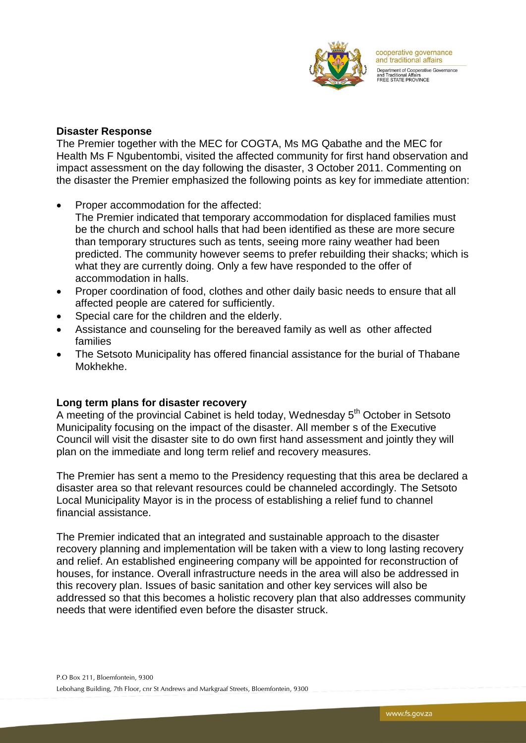## Disaster Response

The Premier together with the MEC for COGTA, Ms MG Qabathe and the MEC for Health Ms F Ngubentombi, visited the affected community for first hand observation and impact assessment on the day following the disaster, 3 October 2011. Commenting on the disaster the Premier emphasized the following points as key for immediate attention:

- Proper accommodation for the affected:
  The Premier indicated that temporary accommodation for displaced families must be the church and school halls that had been identified as these are more secure than temporary structures such as tents, seeing more rainy weather had been predicted. The community however seems to prefer rebuilding their shacks; which is what they are currently doing. Only a few have responded to the offer of accommodation in halls.
- Proper coordination of food, clothes and other daily basic needs to ensure that all affected people are catered for sufficiently.
- Special care for the children and the elderly.
- Assistance and counseling for the bereaved family as well as other affected families
- The Setsoto Municipality has offered financial assistance for the burial of Thabane Mokhekhe.

## Long term plans for disaster recovery

A meeting of the provincial Cabinet is held today, Wednesday 5th October in Setsoto Municipality focusing on the impact of the disaster. All member s of the Executive Council will visit the disaster site to do own first hand assessment and jointly they will plan on the immediate and long term relief and recovery measures.

The Premier has sent a memo to the Presidency requesting that this area be declared a disaster area so that relevant resources could be channeled accordingly. The Setsoto Local Municipality Mayor is in the process of establishing a relief fund to channel financial assistance.

The Premier indicated that an integrated and sustainable approach to the disaster recovery planning and implementation will be taken with a view to long lasting recovery and relief. An established engineering company will be appointed for reconstruction of houses, for instance. Overall infrastructure needs in the area will also be addressed in this recovery plan. Issues of basic sanitation and other key services will also be addressed so that this becomes a holistic recovery plan that also addresses community needs that were identified even before the disaster struck.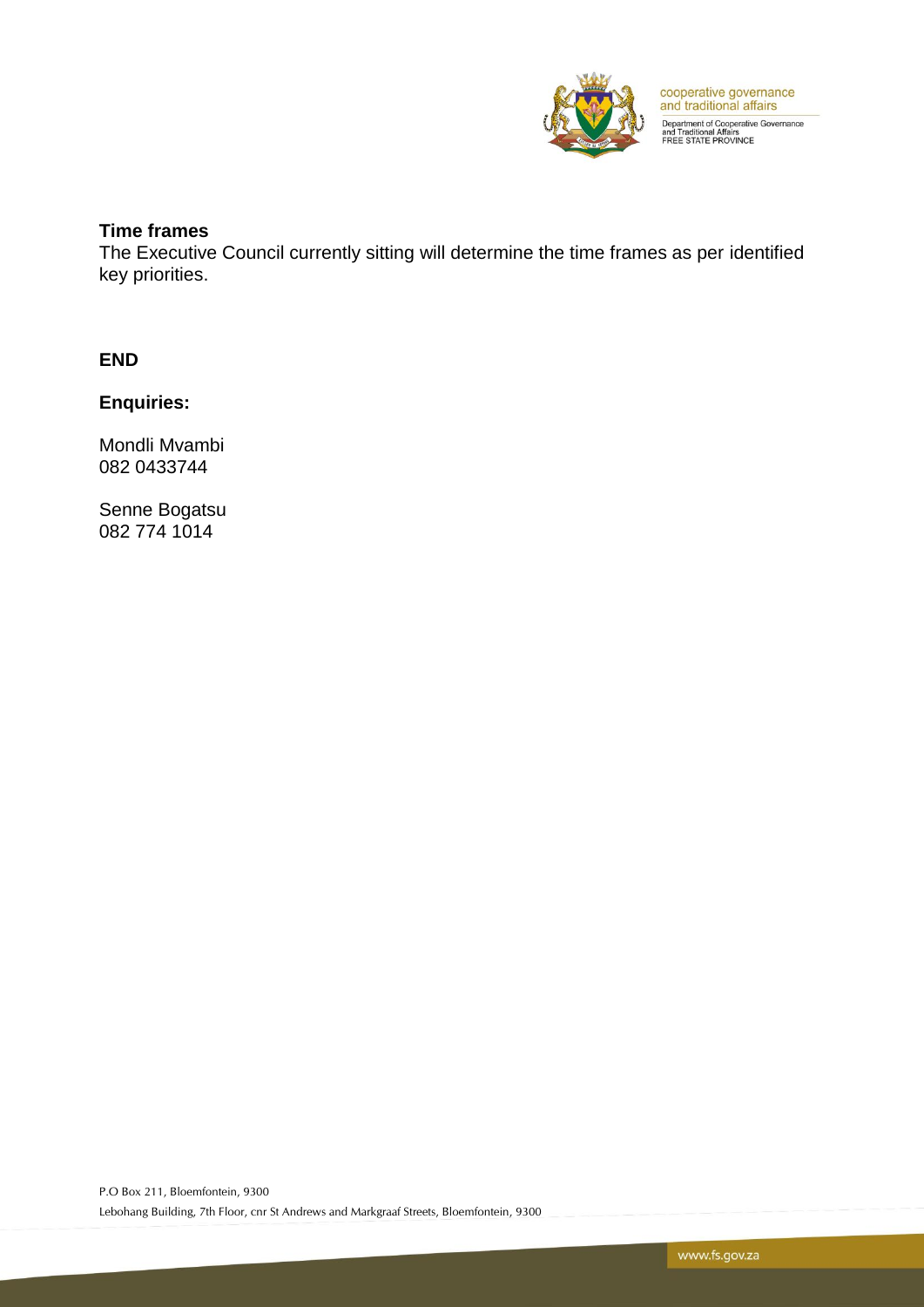**Time frames**

The Executive Council currently sitting will determine the time frames as per identified key priorities.

**END**

**Enquiries:**

Mondli Mvambi
082 0433744

Senne Bogatsu
082 774 1014